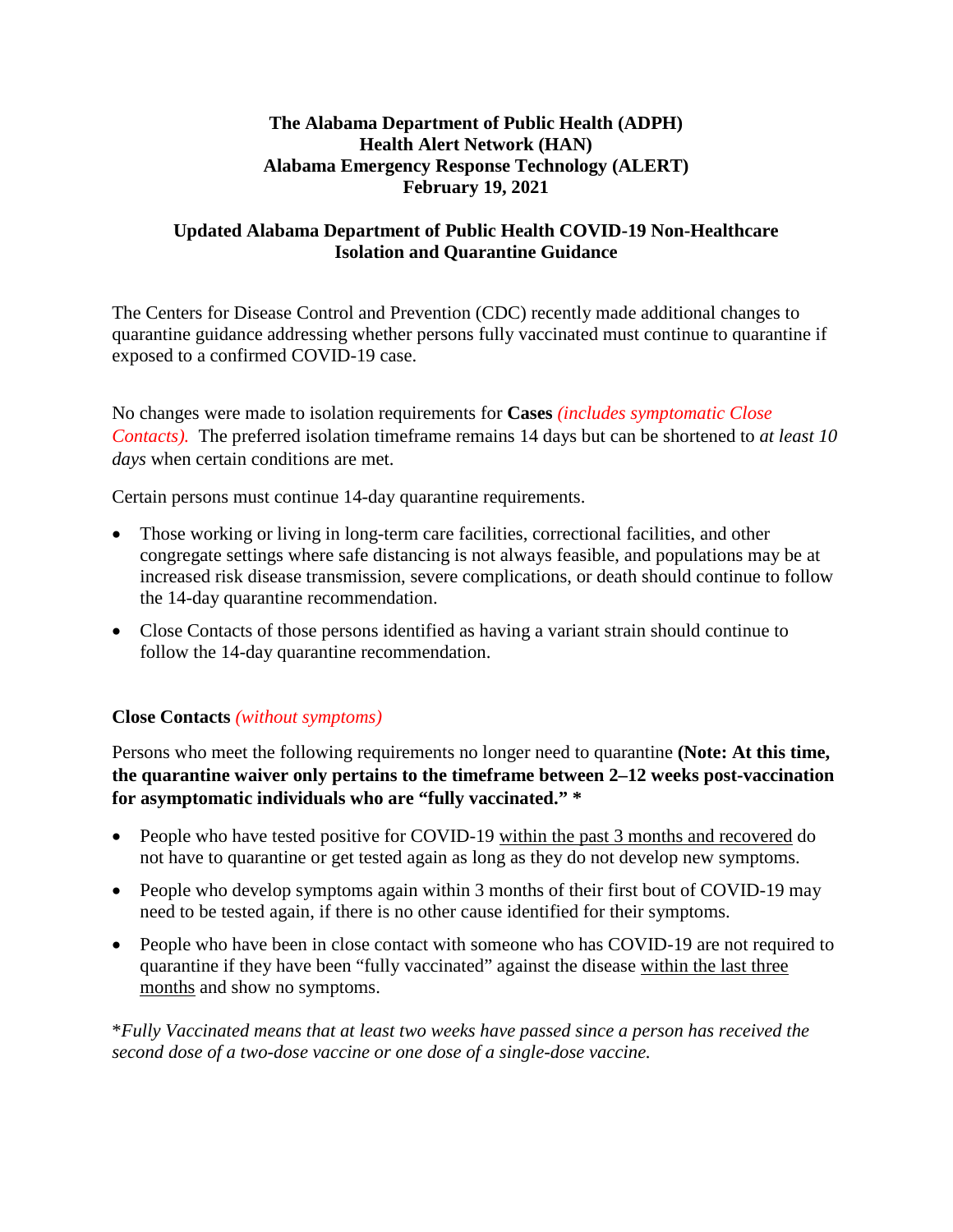**The Alabama Department of Public Health (ADPH)**
**Health Alert Network (HAN)**
**Alabama Emergency Response Technology (ALERT)**
**February 19, 2021**

# Updated Alabama Department of Public Health COVID-19 Non-Healthcare Isolation and Quarantine Guidance

The Centers for Disease Control and Prevention (CDC) recently made additional changes to quarantine guidance addressing whether persons fully vaccinated must continue to quarantine if exposed to a confirmed COVID-19 case.

No changes were made to isolation requirements for **Cases** *(includes symptomatic Close Contacts).* The preferred isolation timeframe remains 14 days but can be shortened to *at least 10 days* when certain conditions are met.

Certain persons must continue 14-day quarantine requirements.

- Those working or living in long-term care facilities, correctional facilities, and other congregate settings where safe distancing is not always feasible, and populations may be at increased risk disease transmission, severe complications, or death should continue to follow the 14-day quarantine recommendation.
- Close Contacts of those persons identified as having a variant strain should continue to follow the 14-day quarantine recommendation.

## Close Contacts *(without symptoms)*

Persons who meet the following requirements no longer need to quarantine **(Note: At this time, the quarantine waiver only pertains to the timeframe between 2–12 weeks post-vaccination for asymptomatic individuals who are "fully vaccinated." \***

- People who have tested positive for COVID-19 within the past 3 months and recovered do not have to quarantine or get tested again as long as they do not develop new symptoms.
- People who develop symptoms again within 3 months of their first bout of COVID-19 may need to be tested again, if there is no other cause identified for their symptoms.
- People who have been in close contact with someone who has COVID-19 are not required to quarantine if they have been "fully vaccinated" against the disease within the last three months and show no symptoms.

\**Fully Vaccinated means that at least two weeks have passed since a person has received the second dose of a two-dose vaccine or one dose of a single-dose vaccine.*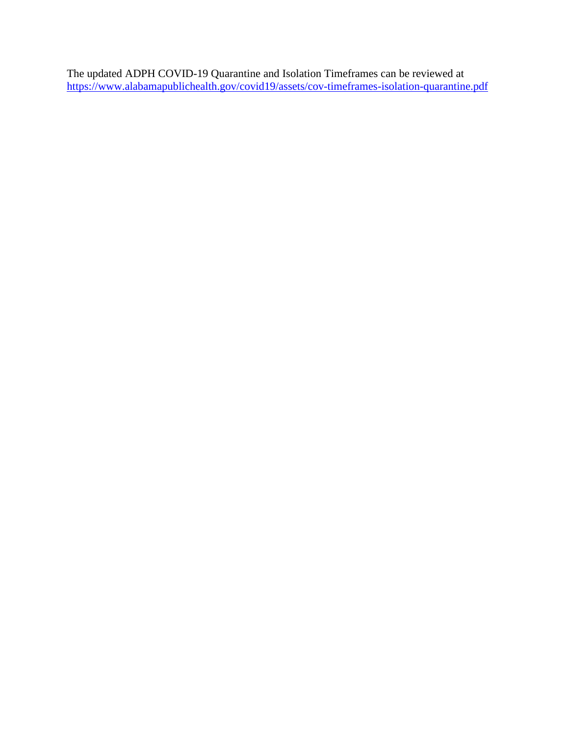The updated ADPH COVID-19 Quarantine and Isolation Timeframes can be reviewed at https://www.alabamapublichealth.gov/covid19/assets/cov-timeframes-isolation-quarantine.pdf